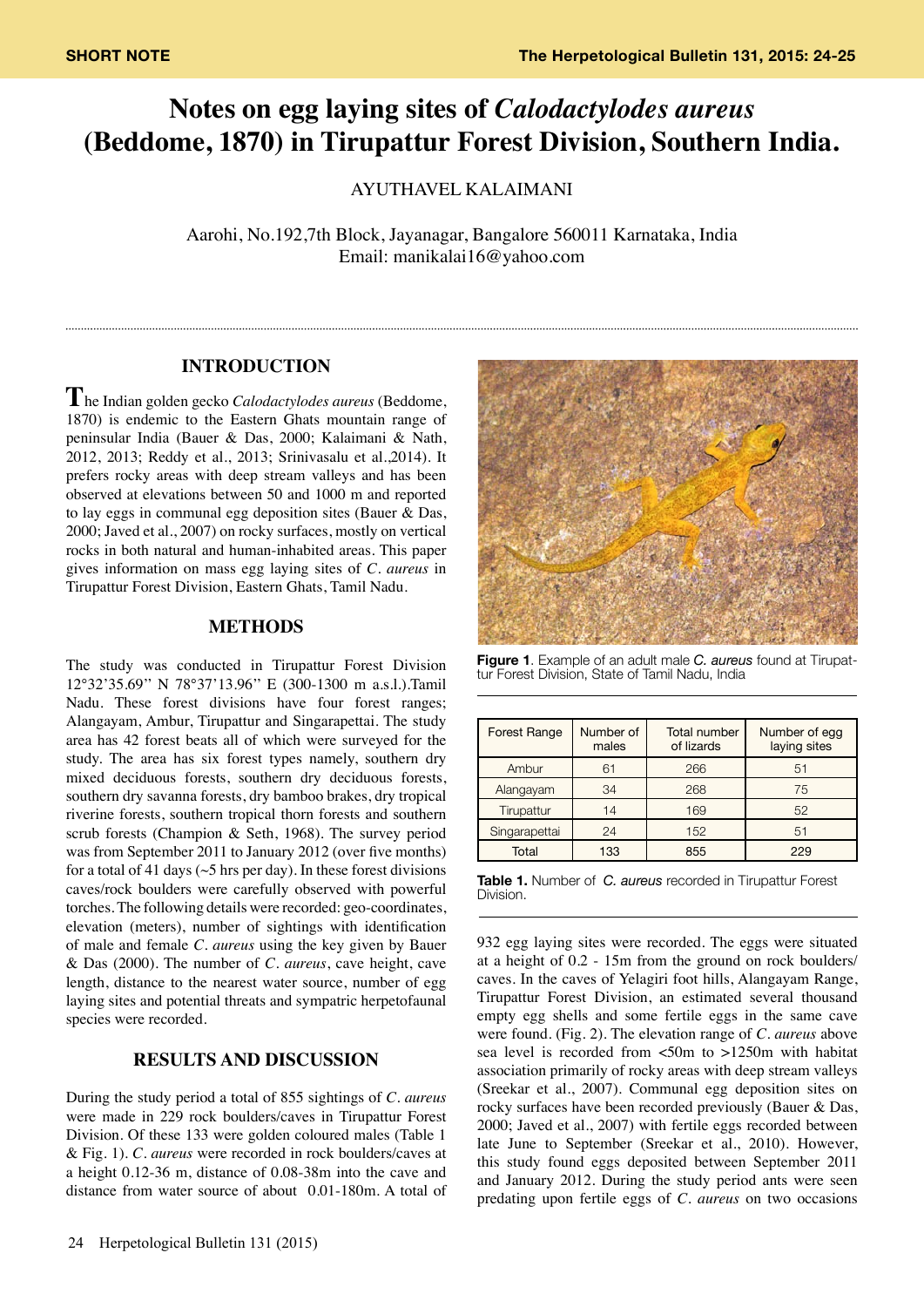SHORT NOTE

# Notes on egg laying sites of *Calodactylodes aureus* (Beddome, 1870) in Tirupattur Forest Division, Southern India.

AYUTHAVEL KALAIMANI

Aarohi, No.192,7th Block, Jayanagar, Bangalore 560011 Karnataka, India
Email: manikalai16@yahoo.com

## INTRODUCTION

The Indian golden gecko *Calodactylodes aureus* (Beddome, 1870) is endemic to the Eastern Ghats mountain range of peninsular India (Bauer & Das, 2000; Kalaimani & Nath, 2012, 2013; Reddy et al., 2013; Srinivasalu et al.,2014). It prefers rocky areas with deep stream valleys and has been observed at elevations between 50 and 1000 m and reported to lay eggs in communal egg deposition sites (Bauer & Das, 2000; Javed et al., 2007) on rocky surfaces, mostly on vertical rocks in both natural and human-inhabited areas. This paper gives information on mass egg laying sites of *C. aureus* in Tirupattur Forest Division, Eastern Ghats, Tamil Nadu.

## METHODS

The study was conducted in Tirupattur Forest Division 12°32'35.69" N 78°37'13.96" E (300-1300 m a.s.l.).Tamil Nadu. These forest divisions have four forest ranges; Alangayam, Ambur, Tirupattur and Singarapettai. The study area has 42 forest beats all of which were surveyed for the study. The area has six forest types namely, southern dry mixed deciduous forests, southern dry deciduous forests, southern dry savanna forests, dry bamboo brakes, dry tropical riverine forests, southern tropical thorn forests and southern scrub forests (Champion & Seth, 1968). The survey period was from September 2011 to January 2012 (over five months) for a total of 41 days (~5 hrs per day). In these forest divisions caves/rock boulders were carefully observed with powerful torches. The following details were recorded: geo-coordinates, elevation (meters), number of sightings with identification of male and female *C. aureus* using the key given by Bauer & Das (2000). The number of *C. aureus*, cave height, cave length, distance to the nearest water source, number of egg laying sites and potential threats and sympatric herpetofaunal species were recorded.

## RESULTS AND DISCUSSION

During the study period a total of 855 sightings of *C. aureus* were made in 229 rock boulders/caves in Tirupattur Forest Division. Of these 133 were golden coloured males (Table 1 & Fig. 1). *C. aureus* were recorded in rock boulders/caves at a height 0.12-36 m, distance of 0.08-38m into the cave and distance from water source of about 0.01-180m. A total of 932 egg laying sites were recorded. The eggs were situated at a height of 0.2 - 15m from the ground on rock boulders/caves. In the caves of Yelagiri foot hills, Alangayam Range, Tirupattur Forest Division, an estimated several thousand empty egg shells and some fertile eggs in the same cave were found. (Fig. 2). The elevation range of *C. aureus* above sea level is recorded from <50m to >1250m with habitat association primarily of rocky areas with deep stream valleys (Sreekar et al., 2007). Communal egg deposition sites on rocky surfaces have been recorded previously (Bauer & Das, 2000; Javed et al., 2007) with fertile eggs recorded between late June to September (Sreekar et al., 2010). However, this study found eggs deposited between September 2011 and January 2012. During the study period ants were seen predating upon fertile eggs of *C. aureus* on two occasions

**Figure 1**. Example of an adult male *C. aureus* found at Tirupattur Forest Division, State of Tamil Nadu, India

| Forest Range | Number of males | Total number of lizards | Number of egg laying sites |
|---|---|---|---|
| Ambur | 61 | 266 | 51 |
| Alangayam | 34 | 268 | 75 |
| Tirupattur | 14 | 169 | 52 |
| Singarapettai | 24 | 152 | 51 |
| Total | 133 | 855 | 229 |

**Table 1.** Number of *C. aureus* recorded in Tirupattur Forest Division.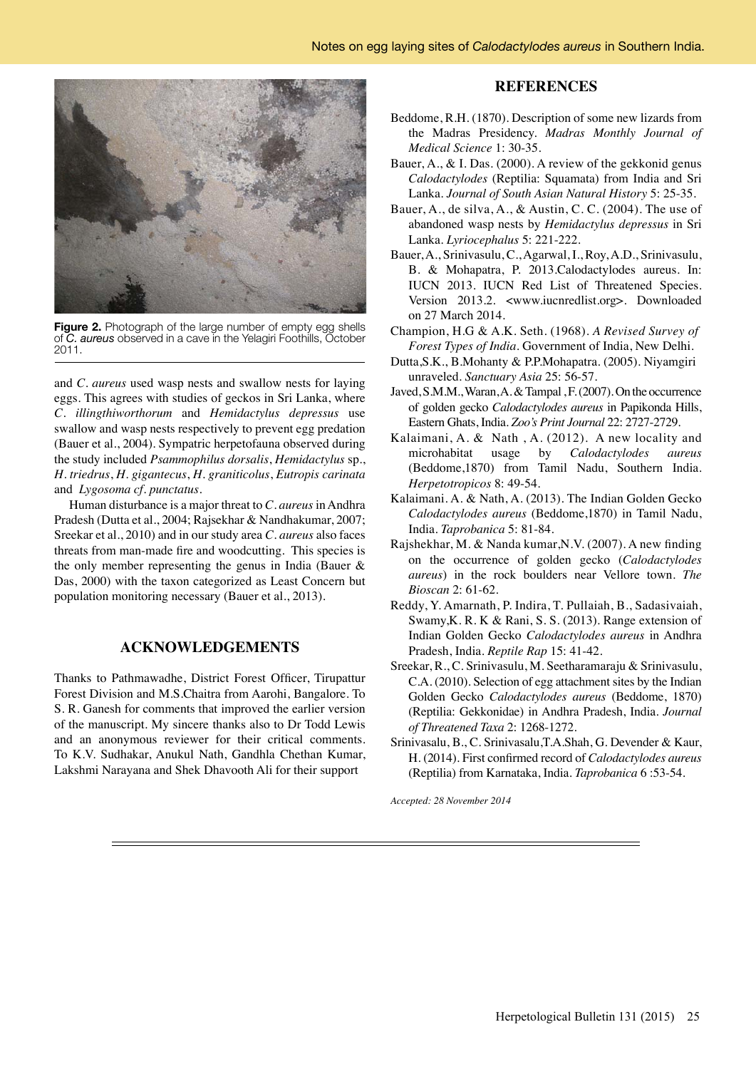**Figure 2.** Photograph of the large number of empty egg shells of *C. aureus* observed in a cave in the Yelagiri Foothills, October 2011.

and *C. aureus* used wasp nests and swallow nests for laying eggs. This agrees with studies of geckos in Sri Lanka, where *C. illingthiworthorum* and *Hemidactylus depressus* use swallow and wasp nests respectively to prevent egg predation (Bauer et al., 2004). Sympatric herpetofauna observed during the study included *Psammophilus dorsalis*, *Hemidactylus* sp., *H. triedrus*, *H. gigantecus*, *H. graniticolus*, *Eutropis carinata* and *Lygosoma cf. punctatus*.

Human disturbance is a major threat to *C. aureus* in Andhra Pradesh (Dutta et al., 2004; Rajsekhar & Nandhakumar, 2007; Sreekar et al., 2010) and in our study area *C. aureus* also faces threats from man-made fire and woodcutting. This species is the only member representing the genus in India (Bauer & Das, 2000) with the taxon categorized as Least Concern but population monitoring necessary (Bauer et al., 2013).

## ACKNOWLEDGEMENTS

Thanks to Pathmawadhe, District Forest Officer, Tirupattur Forest Division and M.S.Chaitra from Aarohi, Bangalore. To S. R. Ganesh for comments that improved the earlier version of the manuscript. My sincere thanks also to Dr Todd Lewis and an anonymous reviewer for their critical comments. To K.V. Sudhakar, Anukul Nath, Gandhla Chethan Kumar, Lakshmi Narayana and Shek Dhavooth Ali for their support

## REFERENCES

Beddome, R.H. (1870). Description of some new lizards from the Madras Presidency. *Madras Monthly Journal of Medical Science* 1: 30-35.

Bauer, A., & I. Das. (2000). A review of the gekkonid genus *Calodactylodes* (Reptilia: Squamata) from India and Sri Lanka. *Journal of South Asian Natural History* 5: 25-35.

Bauer, A., de silva, A., & Austin, C. C. (2004). The use of abandoned wasp nests by *Hemidactylus depressus* in Sri Lanka. *Lyriocephalus* 5: 221-222.

Bauer, A., Srinivasulu, C., Agarwal, I., Roy, A.D., Srinivasulu, B. & Mohapatra, P. 2013.Calodactylodes aureus. In: IUCN 2013. IUCN Red List of Threatened Species. Version 2013.2. <www.iucnredlist.org>. Downloaded on 27 March 2014.

Champion, H.G & A.K. Seth. (1968). *A Revised Survey of Forest Types of India*. Government of India, New Delhi.

Dutta,S.K., B.Mohanty & P.P.Mohapatra. (2005). Niyamgiri unraveled. *Sanctuary Asia* 25: 56-57.

Javed, S.M.M., Waran, A. & Tampal , F. (2007). On the occurrence of golden gecko *Calodactylodes aureus* in Papikonda Hills, Eastern Ghats, India. *Zoo's Print Journal* 22: 2727-2729.

Kalaimani, A. & Nath , A. (2012). A new locality and microhabitat usage by *Calodactylodes aureus* (Beddome,1870) from Tamil Nadu, Southern India. *Herpetotropicos* 8: 49-54.

Kalaimani. A. & Nath, A. (2013). The Indian Golden Gecko *Calodactylodes aureus* (Beddome,1870) in Tamil Nadu, India. *Taprobanica* 5: 81-84.

Rajshekhar, M. & Nanda kumar,N.V. (2007). A new finding on the occurrence of golden gecko (*Calodactylodes aureus*) in the rock boulders near Vellore town. *The Bioscan* 2: 61-62.

Reddy, Y. Amarnath, P. Indira, T. Pullaiah, B., Sadasivaiah, Swamy,K. R. K & Rani, S. S. (2013). Range extension of Indian Golden Gecko *Calodactylodes aureus* in Andhra Pradesh, India. *Reptile Rap* 15: 41-42.

Sreekar, R., C. Srinivasulu, M. Seetharamaraju & Srinivasulu, C.A. (2010). Selection of egg attachment sites by the Indian Golden Gecko *Calodactylodes aureus* (Beddome, 1870) (Reptilia: Gekkonidae) in Andhra Pradesh, India. *Journal of Threatened Taxa* 2: 1268-1272.

Srinivasalu, B., C. Srinivasalu,T.A.Shah, G. Devender & Kaur, H. (2014). First confirmed record of *Calodactylodes aureus* (Reptilia) from Karnataka, India. *Taprobanica* 6 :53-54.

*Accepted: 28 November 2014*